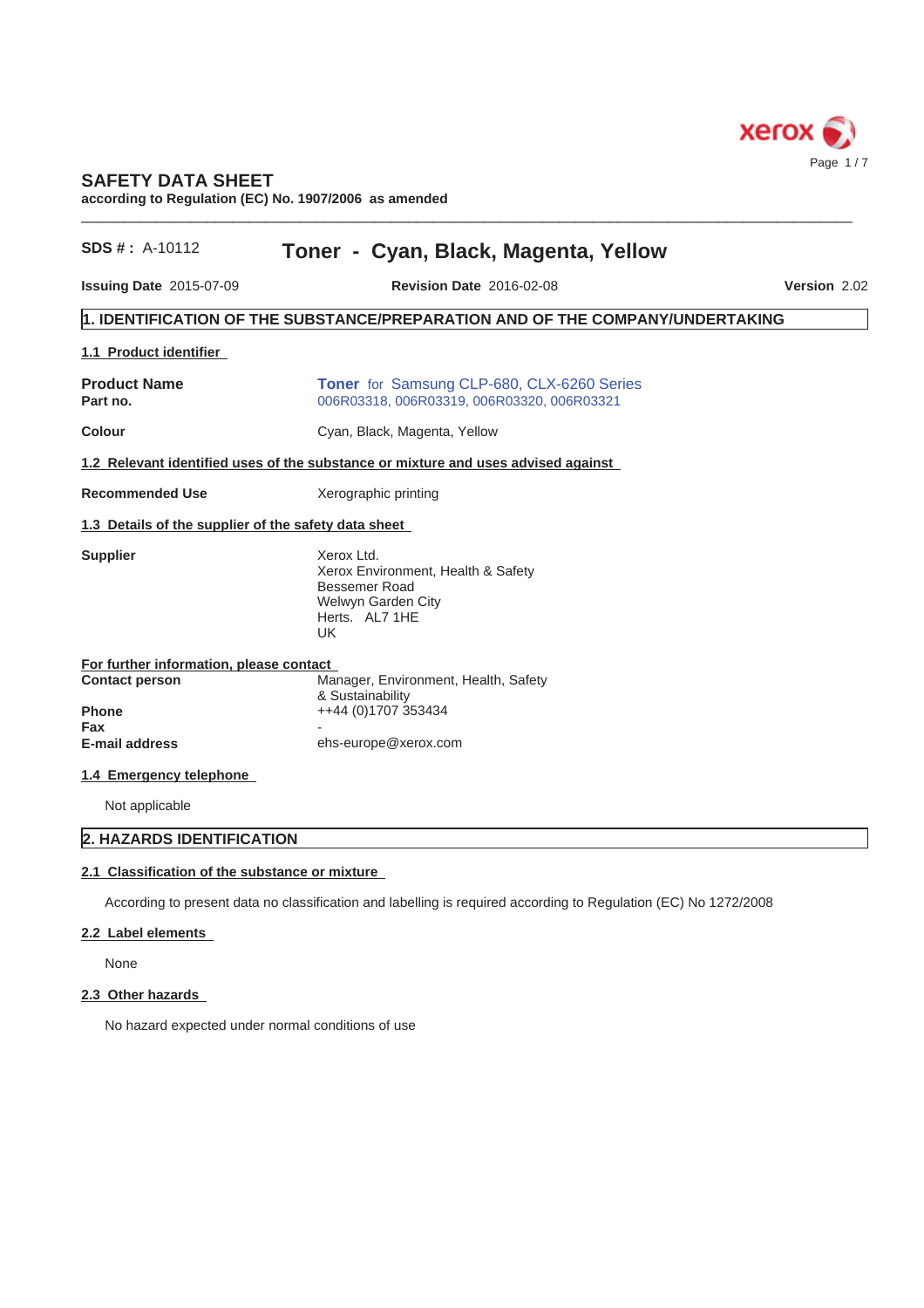# SAFETY DATA SHEET

**according to Regulation (EC) No. 1907/2006 as amended**

**SDS # :** A-10112

## Toner - Cyan, Black, Magenta, Yellow

**Issuing Date** 2015-07-09 | **Revision Date** 2016-02-08 | **Version** 2.02

## 1. IDENTIFICATION OF THE SUBSTANCE/PREPARATION AND OF THE COMPANY/UNDERTAKING

### 1.1 Product identifier

**Product Name** — **Toner** for Samsung CLP-680, CLX-6260 Series

**Part no.** — 006R03318, 006R03319, 006R03320, 006R03321

**Colour** — Cyan, Black, Magenta, Yellow

### 1.2 Relevant identified uses of the substance or mixture and uses advised against

**Recommended Use** — Xerographic printing

### 1.3 Details of the supplier of the safety data sheet

**Supplier**

Xerox Ltd.
Xerox Environment, Health & Safety
Bessemer Road
Welwyn Garden City
Herts. AL7 1HE
UK

**For further information, please contact**

**Contact person** — Manager, Environment, Health, Safety & Sustainability

**Phone** — ++44 (0)1707 353434

**Fax** — -

**E-mail address** — ehs-europe@xerox.com

### 1.4 Emergency telephone

Not applicable

## 2. HAZARDS IDENTIFICATION

### 2.1 Classification of the substance or mixture

According to present data no classification and labelling is required according to Regulation (EC) No 1272/2008

### 2.2 Label elements

None

### 2.3 Other hazards

No hazard expected under normal conditions of use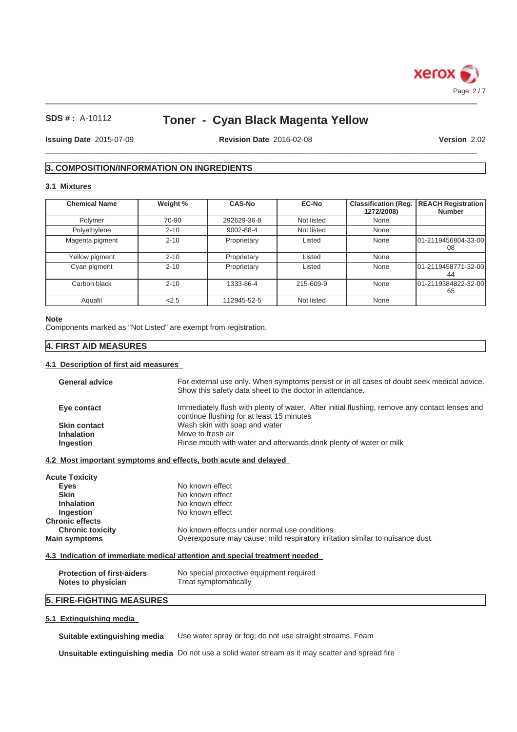## 3. COMPOSITION/INFORMATION ON INGREDIENTS

### 3.1 Mixtures

| Chemical Name | Weight % | CAS-No | EC-No | Classification (Reg. 1272/2008) | REACH Registration Number |
|---|---|---|---|---|---|
| Polymer | 70-90 | 292629-36-8 | Not listed | None | |
| Polyethylene | 2-10 | 9002-88-4 | Not listed | None | |
| Magenta pigment | 2-10 | Proprietary | Listed | None | 01-2119456804-33-0008 |
| Yellow pigment | 2-10 | Proprietary | Listed | None | |
| Cyan pigment | 2-10 | Proprietary | Listed | None | 01-2119458771-32-0044 |
| Carbon black | 2-10 | 1333-86-4 | 215-609-9 | None | 01-2119384822-32-0065 |
| Aquafil | <2.5 | 112945-52-5 | Not listed | None | |

**Note**
Components marked as "Not Listed" are exempt from registration.

## 4. FIRST AID MEASURES

### 4.1 Description of first aid measures

**General advice** For external use only. When symptoms persist or in all cases of doubt seek medical advice. Show this safety data sheet to the doctor in attendance.

**Eye contact** Immediately flush with plenty of water. After initial flushing, remove any contact lenses and continue flushing for at least 15 minutes

**Skin contact** Wash skin with soap and water

**Inhalation** Move to fresh air

**Ingestion** Rinse mouth with water and afterwards drink plenty of water or milk

### 4.2 Most important symptoms and effects, both acute and delayed

**Acute Toxicity**

**Eyes** No known effect

**Skin** No known effect

**Inhalation** No known effect

**Ingestion** No known effect

**Chronic effects**

**Chronic toxicity** No known effects under normal use conditions

**Main symptoms** Overexposure may cause: mild respiratory irritation similar to nuisance dust.

### 4.3 Indication of immediate medical attention and special treatment needed

**Protection of first-aiders** No special protective equipment required

**Notes to physician** Treat symptomatically

## 5. FIRE-FIGHTING MEASURES

### 5.1 Extinguishing media

**Suitable extinguishing media** Use water spray or fog; do not use straight streams, Foam

**Unsuitable extinguishing media** Do not use a solid water stream as it may scatter and spread fire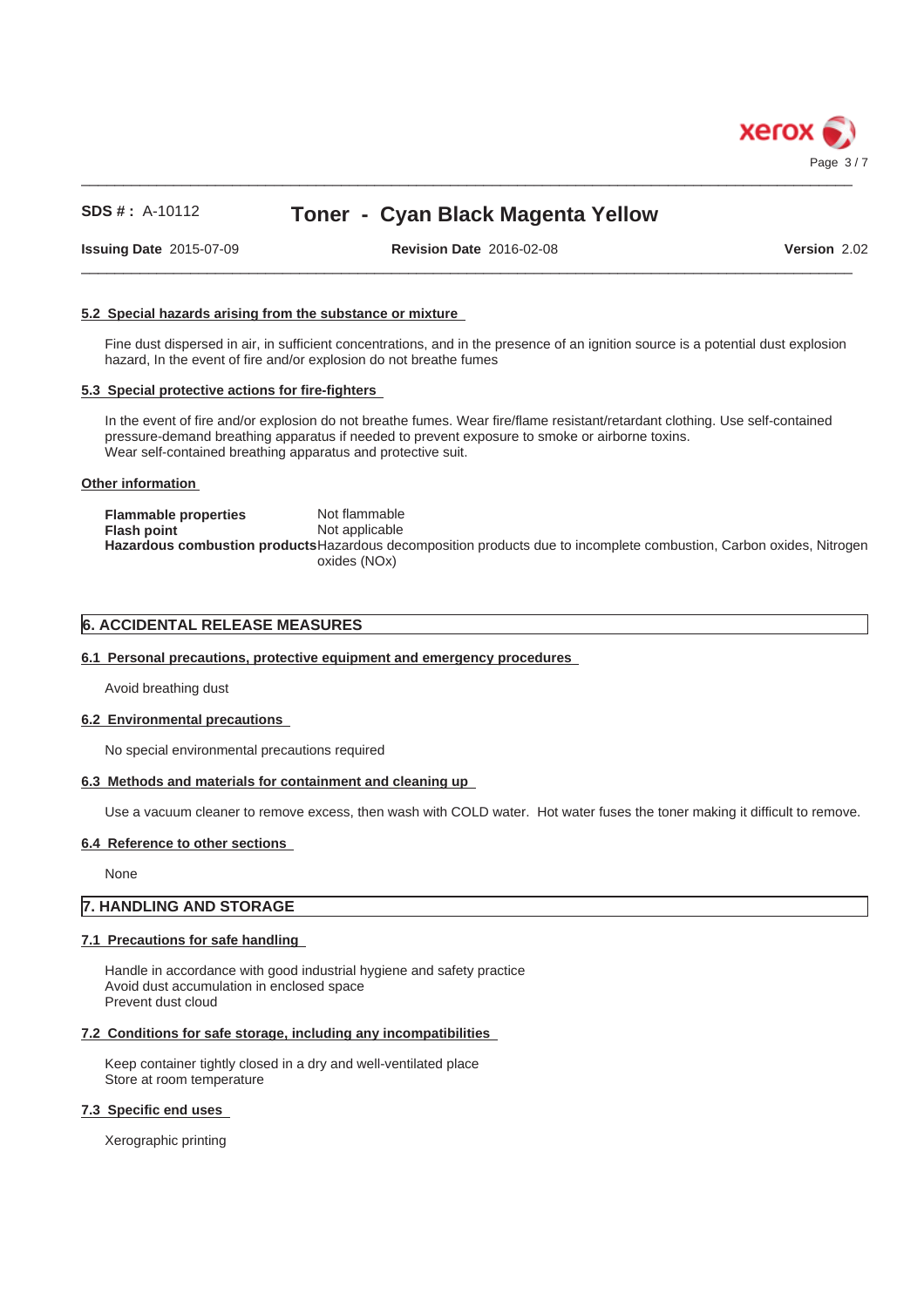### 5.2 Special hazards arising from the substance or mixture

Fine dust dispersed in air, in sufficient concentrations, and in the presence of an ignition source is a potential dust explosion hazard, In the event of fire and/or explosion do not breathe fumes

### 5.3 Special protective actions for fire-fighters

In the event of fire and/or explosion do not breathe fumes. Wear fire/flame resistant/retardant clothing. Use self-contained pressure-demand breathing apparatus if needed to prevent exposure to smoke or airborne toxins.
Wear self-contained breathing apparatus and protective suit.

### Other information

**Flammable properties** Not flammable
**Flash point** Not applicable
**Hazardous combustion products** Hazardous decomposition products due to incomplete combustion, Carbon oxides, Nitrogen oxides (NOx)

## 6. ACCIDENTAL RELEASE MEASURES

### 6.1 Personal precautions, protective equipment and emergency procedures

Avoid breathing dust

### 6.2 Environmental precautions

No special environmental precautions required

### 6.3 Methods and materials for containment and cleaning up

Use a vacuum cleaner to remove excess, then wash with COLD water. Hot water fuses the toner making it difficult to remove.

### 6.4 Reference to other sections

None

## 7. HANDLING AND STORAGE

### 7.1 Precautions for safe handling

Handle in accordance with good industrial hygiene and safety practice
Avoid dust accumulation in enclosed space
Prevent dust cloud

### 7.2 Conditions for safe storage, including any incompatibilities

Keep container tightly closed in a dry and well-ventilated place
Store at room temperature

### 7.3 Specific end uses

Xerographic printing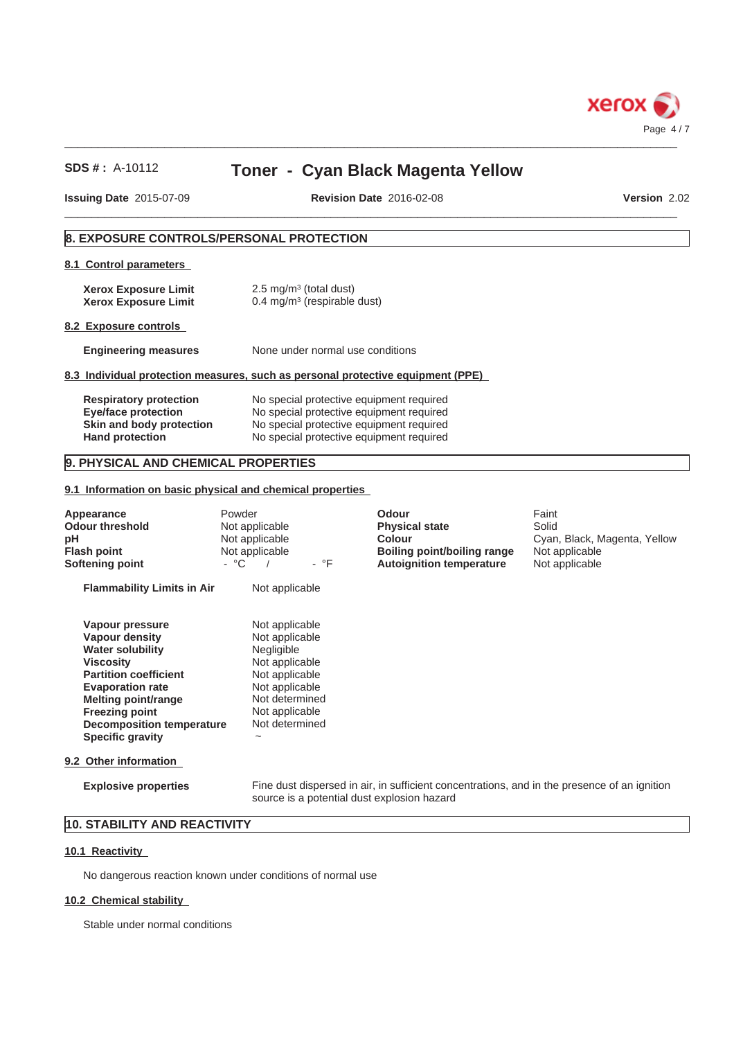## 8. EXPOSURE CONTROLS/PERSONAL PROTECTION

### 8.1 Control parameters

| | |
|---|---|
| **Xerox Exposure Limit** | 2.5 mg/m³ (total dust) |
| **Xerox Exposure Limit** | 0.4 mg/m³ (respirable dust) |

### 8.2 Exposure controls

| | |
|---|---|
| **Engineering measures** | None under normal use conditions |

### 8.3 Individual protection measures, such as personal protective equipment (PPE)

| | |
|---|---|
| **Respiratory protection** | No special protective equipment required |
| **Eye/face protection** | No special protective equipment required |
| **Skin and body protection** | No special protective equipment required |
| **Hand protection** | No special protective equipment required |

## 9. PHYSICAL AND CHEMICAL PROPERTIES

### 9.1 Information on basic physical and chemical properties

| | | | |
|---|---|---|---|
| **Appearance** | Powder | **Odour** | Faint |
| **Odour threshold** | Not applicable | **Physical state** | Solid |
| **pH** | Not applicable | **Colour** | Cyan, Black, Magenta, Yellow |
| **Flash point** | Not applicable | **Boiling point/boiling range** | Not applicable |
| **Softening point** | - °C / - °F | **Autoignition temperature** | Not applicable |

| | |
|---|---|
| **Flammability Limits in Air** | Not applicable |

| | |
|---|---|
| **Vapour pressure** | Not applicable |
| **Vapour density** | Not applicable |
| **Water solubility** | Negligible |
| **Viscosity** | Not applicable |
| **Partition coefficient** | Not applicable |
| **Evaporation rate** | Not applicable |
| **Melting point/range** | Not determined |
| **Freezing point** | Not applicable |
| **Decomposition temperature** | Not determined |
| **Specific gravity** | ~ |

### 9.2 Other information

| | |
|---|---|
| **Explosive properties** | Fine dust dispersed in air, in sufficient concentrations, and in the presence of an ignition source is a potential dust explosion hazard |

## 10. STABILITY AND REACTIVITY

### 10.1 Reactivity

No dangerous reaction known under conditions of normal use

### 10.2 Chemical stability

Stable under normal conditions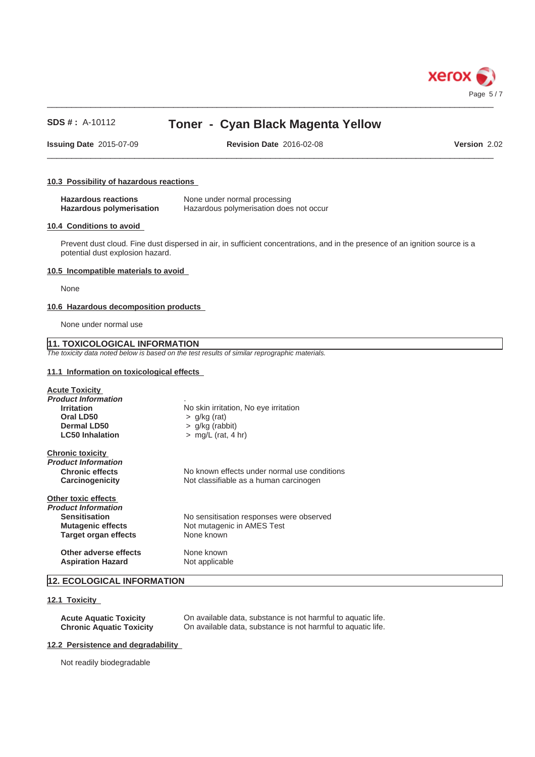#### 10.3 Possibility of hazardous reactions

| | |
|---|---|
| **Hazardous reactions** | None under normal processing |
| **Hazardous polymerisation** | Hazardous polymerisation does not occur |

#### 10.4 Conditions to avoid

Prevent dust cloud. Fine dust dispersed in air, in sufficient concentrations, and in the presence of an ignition source is a potential dust explosion hazard.

#### 10.5 Incompatible materials to avoid

None

#### 10.6 Hazardous decomposition products

None under normal use

## 11. TOXICOLOGICAL INFORMATION

*The toxicity data noted below is based on the test results of similar reprographic materials.*

#### 11.1 Information on toxicological effects

**Acute Toxicity**

***Product Information***

| | |
|---|---|
| **Irritation** | No skin irritation, No eye irritation |
| **Oral LD50** | > g/kg (rat) |
| **Dermal LD50** | > g/kg (rabbit) |
| **LC50 Inhalation** | > mg/L (rat, 4 hr) |

**Chronic toxicity**

***Product Information***

| | |
|---|---|
| **Chronic effects** | No known effects under normal use conditions |
| **Carcinogenicity** | Not classifiable as a human carcinogen |

**Other toxic effects**

***Product Information***

| | |
|---|---|
| **Sensitisation** | No sensitisation responses were observed |
| **Mutagenic effects** | Not mutagenic in AMES Test |
| **Target organ effects** | None known |
| **Other adverse effects** | None known |
| **Aspiration Hazard** | Not applicable |

## 12. ECOLOGICAL INFORMATION

#### 12.1 Toxicity

| | |
|---|---|
| **Acute Aquatic Toxicity** | On available data, substance is not harmful to aquatic life. |
| **Chronic Aquatic Toxicity** | On available data, substance is not harmful to aquatic life. |

#### 12.2 Persistence and degradability

Not readily biodegradable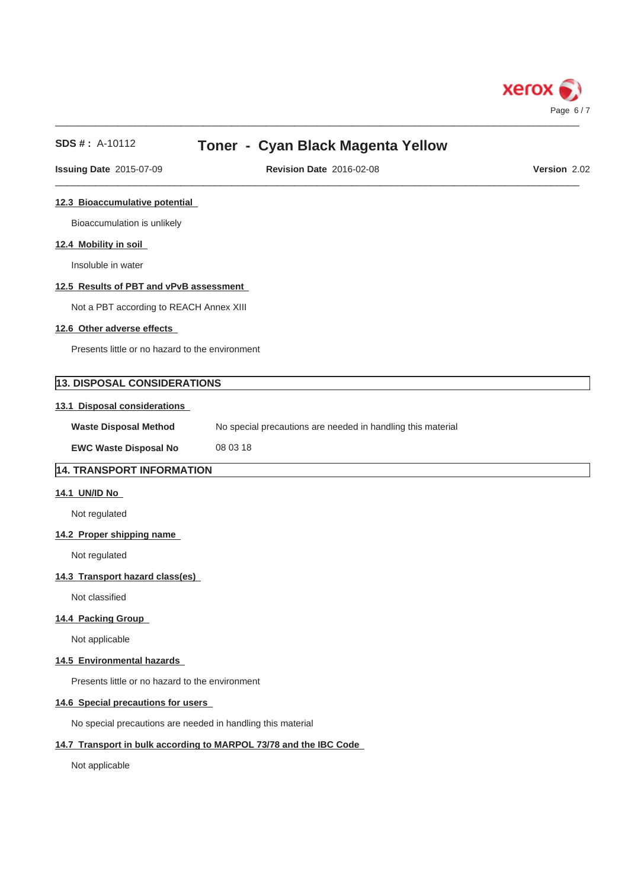### 12.3 Bioaccumulative potential

Bioaccumulation is unlikely

### 12.4 Mobility in soil

Insoluble in water

### 12.5 Results of PBT and vPvB assessment

Not a PBT according to REACH Annex XIII

### 12.6 Other adverse effects

Presents little or no hazard to the environment

## 13. DISPOSAL CONSIDERATIONS

### 13.1 Disposal considerations

**Waste Disposal Method** No special precautions are needed in handling this material

**EWC Waste Disposal No** 08 03 18

## 14. TRANSPORT INFORMATION

### 14.1 UN/ID No

Not regulated

### 14.2 Proper shipping name

Not regulated

### 14.3 Transport hazard class(es)

Not classified

### 14.4 Packing Group

Not applicable

### 14.5 Environmental hazards

Presents little or no hazard to the environment

### 14.6 Special precautions for users

No special precautions are needed in handling this material

### 14.7 Transport in bulk according to MARPOL 73/78 and the IBC Code

Not applicable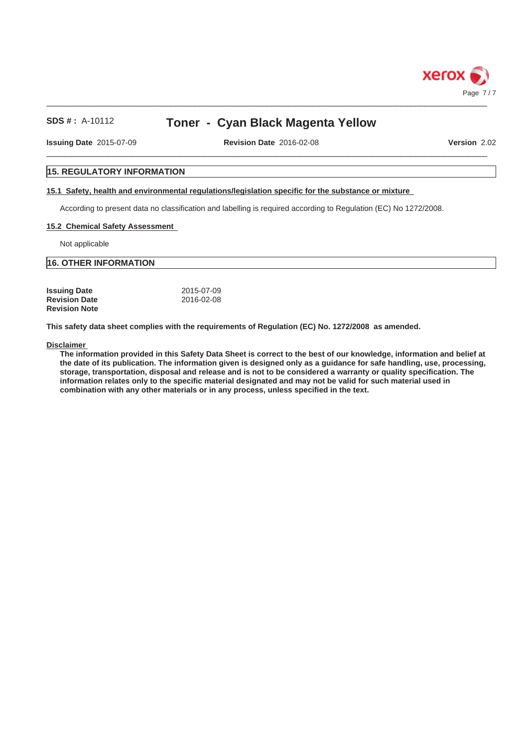## 15. REGULATORY INFORMATION

### 15.1 Safety, health and environmental regulations/legislation specific for the substance or mixture

According to present data no classification and labelling is required according to Regulation (EC) No 1272/2008.

### 15.2 Chemical Safety Assessment

Not applicable

## 16. OTHER INFORMATION

| | |
|---|---|
| **Issuing Date** | 2015-07-09 |
| **Revision Date** | 2016-02-08 |
| **Revision Note** | |

**This safety data sheet complies with the requirements of Regulation (EC) No. 1272/2008 as amended.**

### Disclaimer

**The information provided in this Safety Data Sheet is correct to the best of our knowledge, information and belief at the date of its publication. The information given is designed only as a guidance for safe handling, use, processing, storage, transportation, disposal and release and is not to be considered a warranty or quality specification. The information relates only to the specific material designated and may not be valid for such material used in combination with any other materials or in any process, unless specified in the text.**